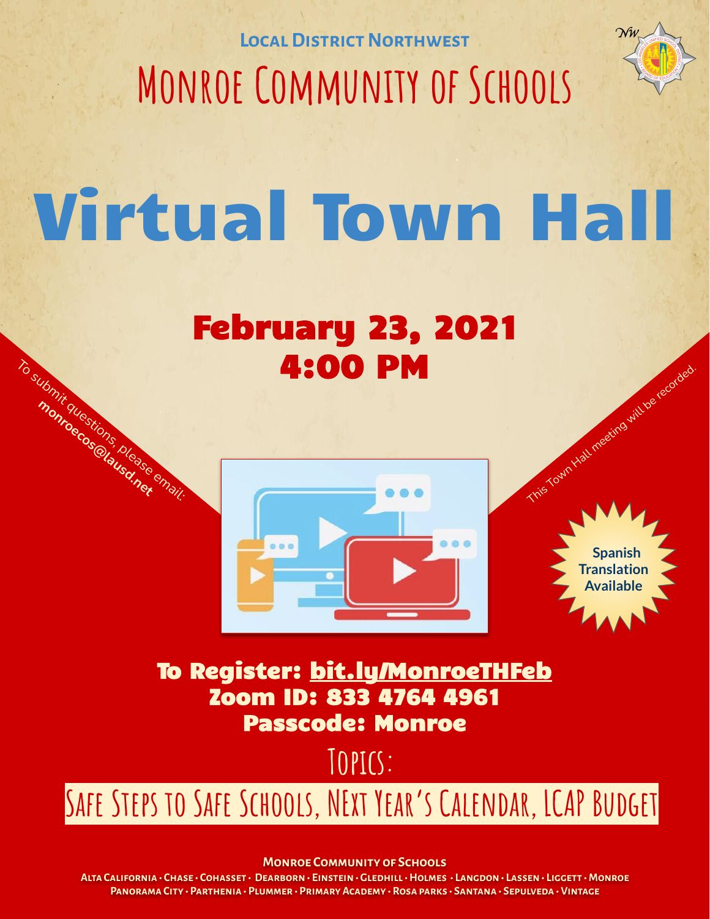**Local District Northwest**

# Monroe Community of Schools

# Virtual Town Hall

## February 23, 2021
## 4:00 PM

To submit questions, please email: **monroecos@lausd.net**

This Town Hall meeting will be recorded.

**Spanish Translation Available**

**To Register: bit.ly/MonroeTHFeb**
**Zoom ID: 833 4764 4961**
**Passcode: Monroe**

## Topics:

**Safe Steps to Safe Schools, Next Year's Calendar, LCAP Budget**

**Monroe Community of Schools**

**Alta California · Chase · Cohasset · Dearborn · Einstein · Gledhill · Holmes · Langdon · Lassen · Liggett · Monroe**
**Panorama City · Parthenia · Plummer · Primary Academy · Rosa parks · Santana · Sepulveda · Vintage**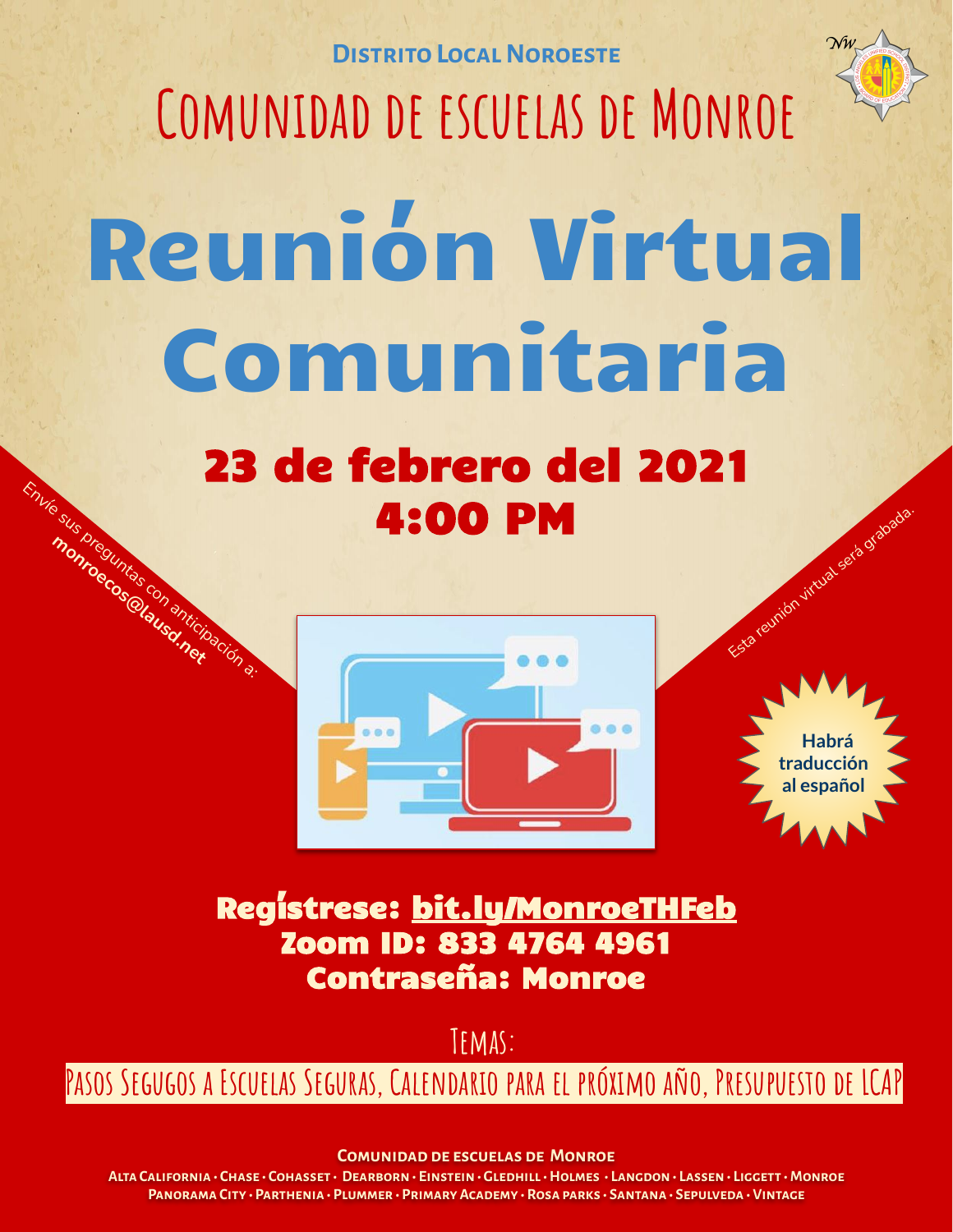**Distrito Local Noroeste**

# Comunidad de escuelas de Monroe

# Reunión Virtual Comunitaria

## 23 de febrero del 2021
## 4:00 PM

Envíe sus preguntas con anticipación a: **monroecos@lausd.net**

Esta reunión virtual será grabada.

**Habrá traducción al español**

**Regístrese: bit.ly/MonroeTHFeb**
**Zoom ID: 833 4764 4961**
**Contraseña: Monroe**

Temas:

Pasos Segugos a Escuelas Seguras, Calendario para el próximo año, Presupuesto de LCAP

**Comunidad de escuelas de Monroe**

Alta California • Chase • Cohasset • Dearborn • Einstein • Gledhill • Holmes • Langdon • Lassen • Liggett • Monroe
Panorama City • Parthenia • Plummer • Primary Academy • Rosa parks • Santana • Sepulveda • Vintage